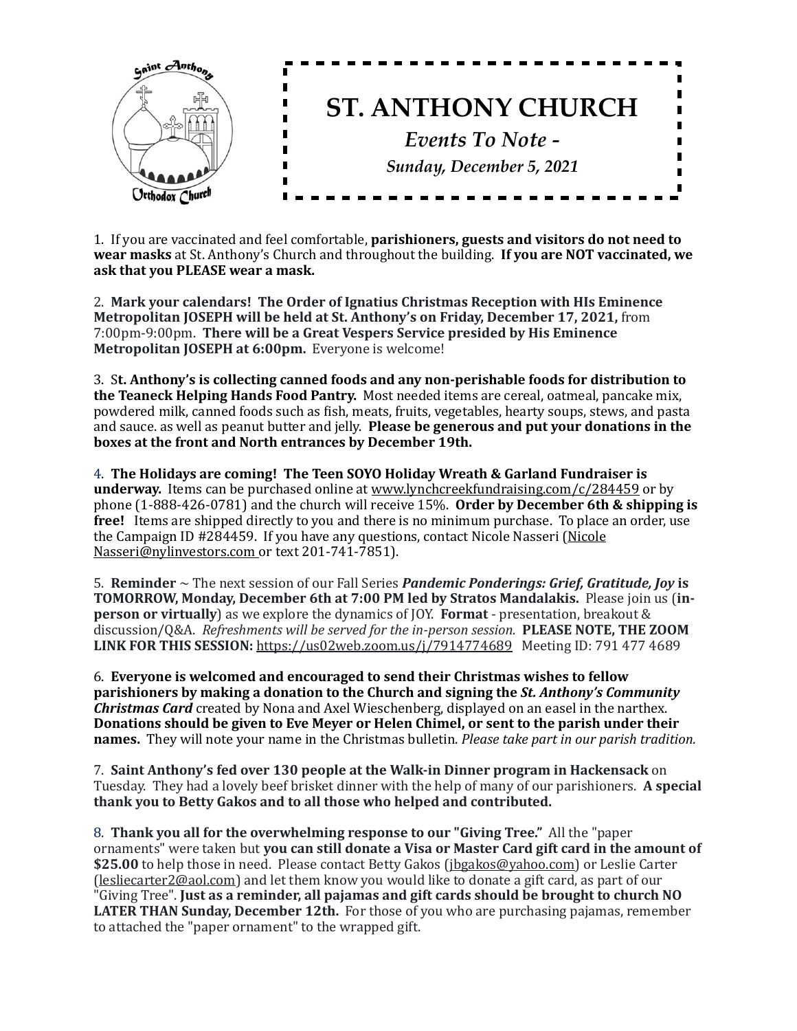# ST. ANTHONY CHURCH

*Events To Note -*

*Sunday, December 5, 2021*

1. If you are vaccinated and feel comfortable, **parishioners, guests and visitors do not need to wear masks** at St. Anthony's Church and throughout the building. **If you are NOT vaccinated, we ask that you PLEASE wear a mask.**

2. **Mark your calendars! The Order of Ignatius Christmas Reception with HIs Eminence Metropolitan JOSEPH will be held at St. Anthony's on Friday, December 17, 2021,** from 7:00pm-9:00pm. **There will be a Great Vespers Service presided by His Eminence Metropolitan JOSEPH at 6:00pm.** Everyone is welcome!

3. S**t. Anthony's is collecting canned foods and any non-perishable foods for distribution to the Teaneck Helping Hands Food Pantry.** Most needed items are cereal, oatmeal, pancake mix, powdered milk, canned foods such as fish, meats, fruits, vegetables, hearty soups, stews, and pasta and sauce. as well as peanut butter and jelly. **Please be generous and put your donations in the boxes at the front and North entrances by December 19th.**

4. **The Holidays are coming! The Teen SOYO Holiday Wreath & Garland Fundraiser is underway.** Items can be purchased online at www.lynchcreekfundraising.com/c/284459 or by phone (1-888-426-0781) and the church will receive 15%. **Order by December 6th & shipping is free!** Items are shipped directly to you and there is no minimum purchase. To place an order, use the Campaign ID #284459. If you have any questions, contact Nicole Nasseri (Nicole Nasseri@nylinvestors.com or text 201-741-7851).

5. **Reminder** ~ The next session of our Fall Series ***Pandemic Ponderings: Grief, Gratitude, Joy* is TOMORROW, Monday, December 6th at 7:00 PM led by Stratos Mandalakis.** Please join us (**in-person or virtually**) as we explore the dynamics of JOY. **Format** - presentation, breakout & discussion/Q&A. *Refreshments will be served for the in-person session.* **PLEASE NOTE, THE ZOOM LINK FOR THIS SESSION:** https://us02web.zoom.us/j/7914774689 Meeting ID: 791 477 4689

6. **Everyone is welcomed and encouraged to send their Christmas wishes to fellow parishioners by making a donation to the Church and signing the *St. Anthony's Community Christmas Card*** created by Nona and Axel Wieschenberg, displayed on an easel in the narthex. **Donations should be given to Eve Meyer or Helen Chimel, or sent to the parish under their names.** They will note your name in the Christmas bulletin. *Please take part in our parish tradition.*

7. **Saint Anthony's fed over 130 people at the Walk-in Dinner program in Hackensack** on Tuesday. They had a lovely beef brisket dinner with the help of many of our parishioners. **A special thank you to Betty Gakos and to all those who helped and contributed.**

8. **Thank you all for the overwhelming response to our "Giving Tree."** All the "paper ornaments" were taken but **you can still donate a Visa or Master Card gift card in the amount of $25.00** to help those in need. Please contact Betty Gakos (jbgakos@yahoo.com) or Leslie Carter (lesliecarter2@aol.com) and let them know you would like to donate a gift card, as part of our "Giving Tree". **Just as a reminder, all pajamas and gift cards should be brought to church NO LATER THAN Sunday, December 12th.** For those of you who are purchasing pajamas, remember to attached the "paper ornament" to the wrapped gift.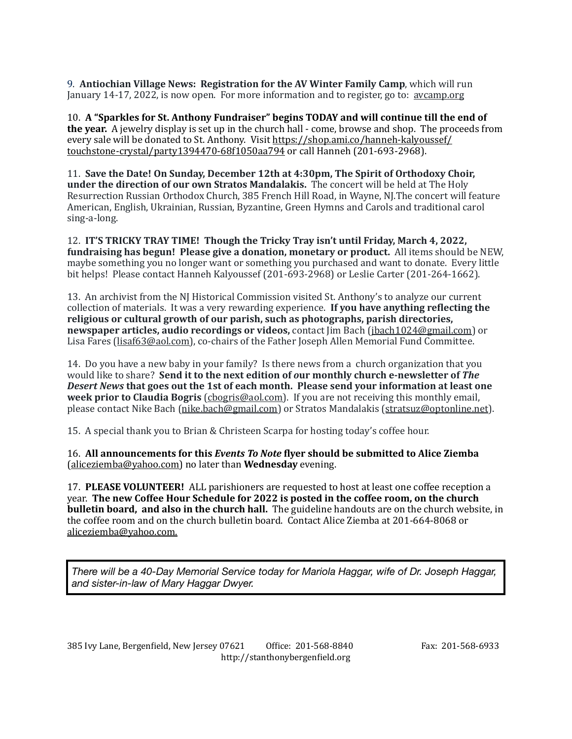9. **Antiochian Village News: Registration for the AV Winter Family Camp**, which will run January 14-17, 2022, is now open. For more information and to register, go to: avcamp.org

10. **A "Sparkles for St. Anthony Fundraiser" begins TODAY and will continue till the end of the year.** A jewelry display is set up in the church hall - come, browse and shop. The proceeds from every sale will be donated to St. Anthony. Visit https://shop.ami.co/hanneh-kalyoussef/touchstone-crystal/party1394470-68f1050aa794 or call Hanneh (201-693-2968).

11. **Save the Date! On Sunday, December 12th at 4:30pm, The Spirit of Orthodoxy Choir, under the direction of our own Stratos Mandalakis.** The concert will be held at The Holy Resurrection Russian Orthodox Church, 385 French Hill Road, in Wayne, NJ.The concert will feature American, English, Ukrainian, Russian, Byzantine, Green Hymns and Carols and traditional carol sing-a-long.

12. **IT'S TRICKY TRAY TIME! Though the Tricky Tray isn't until Friday, March 4, 2022, fundraising has begun! Please give a donation, monetary or product.** All items should be NEW, maybe something you no longer want or something you purchased and want to donate. Every little bit helps! Please contact Hanneh Kalyoussef (201-693-2968) or Leslie Carter (201-264-1662).

13. An archivist from the NJ Historical Commission visited St. Anthony's to analyze our current collection of materials. It was a very rewarding experience. **If you have anything reflecting the religious or cultural growth of our parish, such as photographs, parish directories, newspaper articles, audio recordings or videos,** contact Jim Bach (jbach1024@gmail.com) or Lisa Fares (lisaf63@aol.com), co-chairs of the Father Joseph Allen Memorial Fund Committee.

14. Do you have a new baby in your family? Is there news from a church organization that you would like to share? **Send it to the next edition of our monthly church e-newsletter of *The Desert News* that goes out the 1st of each month. Please send your information at least one week prior to Claudia Bogris** (cbogris@aol.com). If you are not receiving this monthly email, please contact Nike Bach (nike.bach@gmail.com) or Stratos Mandalakis (stratsuz@optonline.net).

15. A special thank you to Brian & Christeen Scarpa for hosting today's coffee hour.

16. **All announcements for this *Events To Note* flyer should be submitted to Alice Ziemba** (aliceziemba@yahoo.com) no later than **Wednesday** evening.

17. **PLEASE VOLUNTEER!** ALL parishioners are requested to host at least one coffee reception a year. **The new Coffee Hour Schedule for 2022 is posted in the coffee room, on the church bulletin board, and also in the church hall.** The guideline handouts are on the church website, in the coffee room and on the church bulletin board. Contact Alice Ziemba at 201-664-8068 or aliceziemba@yahoo.com.

*There will be a 40-Day Memorial Service today for Mariola Haggar, wife of Dr. Joseph Haggar, and sister-in-law of Mary Haggar Dwyer.*

385 Ivy Lane, Bergenfield, New Jersey 07621 Office: 201-568-8840 Fax: 201-568-6933
http://stanthonybergenfield.org